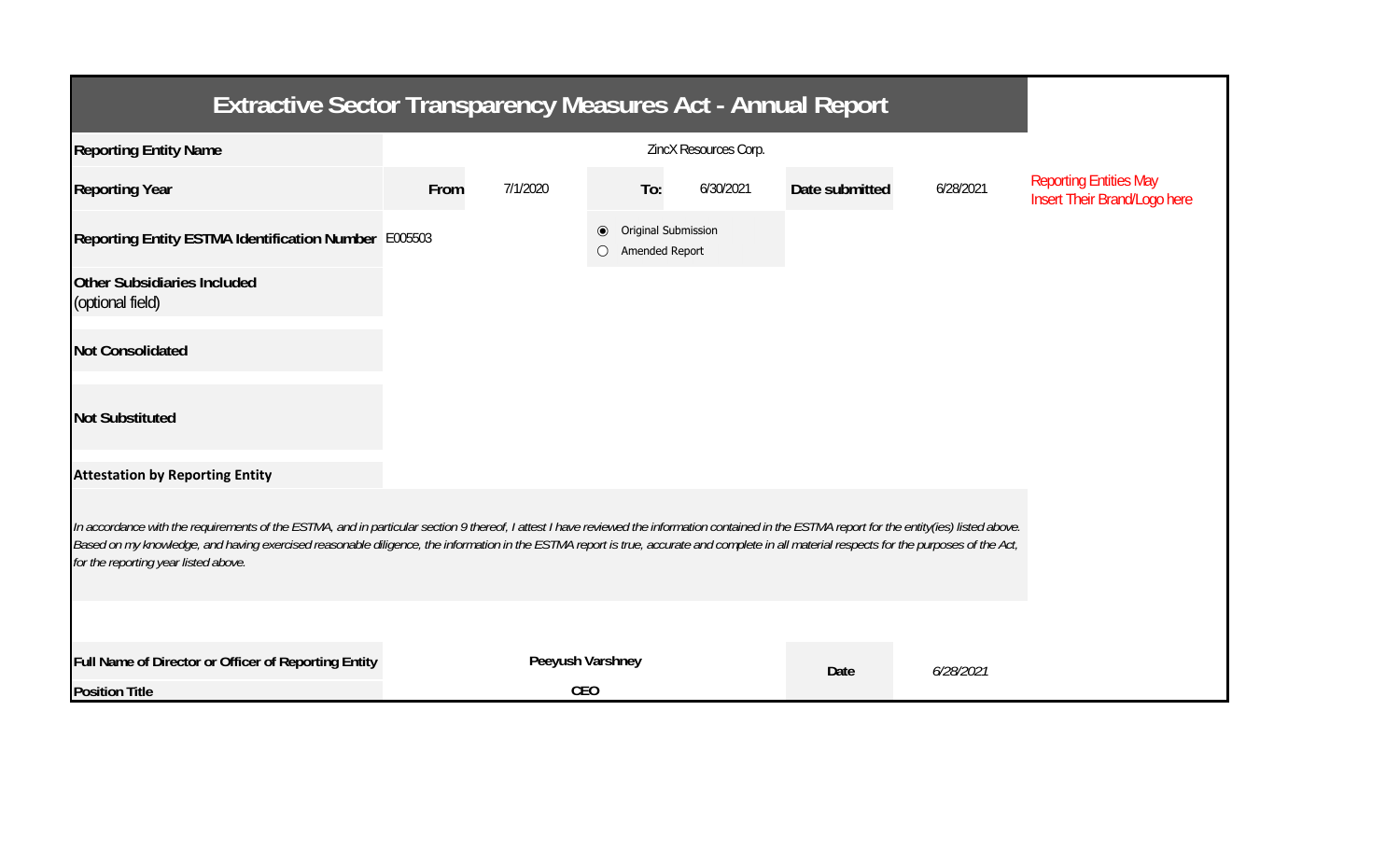# Extractive Sector Transparency Measures Act - Annual Report

| | | | | | | |
|---|---|---|---|---|---|---|
| **Reporting Entity Name** | ZincX Resources Corp. | | | | | Reporting Entities May Insert Their Brand/Logo here |
| **Reporting Year** | **From** 7/1/2020 | **To:** 6/30/2021 | | **Date submitted** | 6/28/2021 | |
| **Reporting Entity ESTMA Identification Number** | E005503 | ◉ Original Submission<br>○ Amended Report | | | | |
| **Other Subsidiaries Included** (optional field) | | | | | | |
| **Not Consolidated** | | | | | | |
| **Not Substituted** | | | | | | |

**Attestation by Reporting Entity**

*In accordance with the requirements of the ESTMA, and in particular section 9 thereof, I attest I have reviewed the information contained in the ESTMA report for the entity(ies) listed above. Based on my knowledge, and having exercised reasonable diligence, the information in the ESTMA report is true, accurate and complete in all material respects for the purposes of the Act, for the reporting year listed above.*

| | | | |
|---|---|---|---|
| **Full Name of Director or Officer of Reporting Entity** | **Peeyush Varshney** | **Date** | *6/28/2021* |
| **Position Title** | **CEO** | | |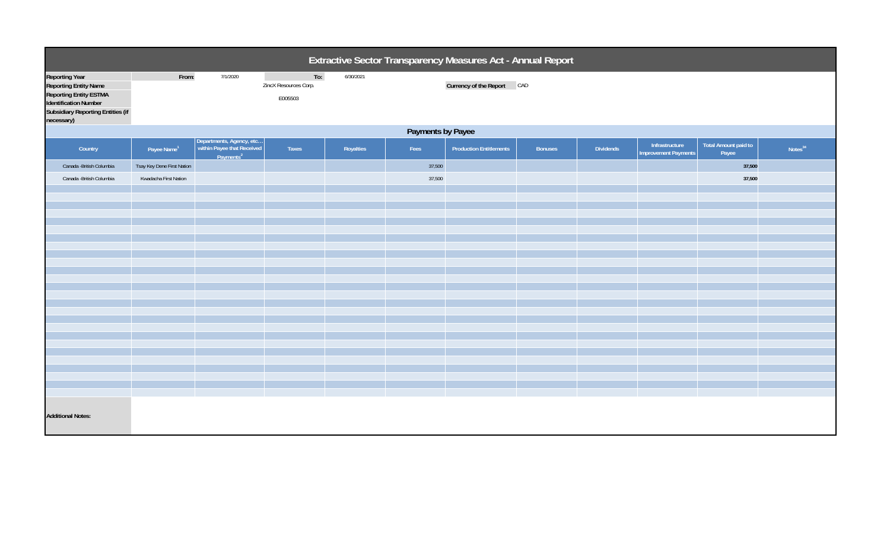# Extractive Sector Transparency Measures Act - Annual Report

| | | | | |
|---|---|---|---|---|
| **Reporting Year** | From: | 7/1/2020 | To: | 6/30/2021 |
| **Reporting Entity Name** | | ZincX Resources Corp. | | **Currency of the Report** CAD |
| **Reporting Entity ESTMA Identification Number** | | E005503 | | |
| **Subsidiary Reporting Entities (if necessary)** | | | | |

## Payments by Payee

| Country | Payee Name[1] | Departments, Agency, etc… within Payee that Received Payments[2] | Taxes | Royalties | Fees | Production Entitlements | Bonuses | Dividends | Infrastructure Improvement Payments | Total Amount paid to Payee | Notes[34] |
|---|---|---|---|---|---|---|---|---|---|---|---|
| Canada -British Columbia | Tsay Key Dene First Nation | | | | 37,500 | | | | | **37,500** | |
| Canada -British Columbia | Kwadacha First Nation | | | | 37,500 | | | | | **37,500** | |

**Additional Notes:**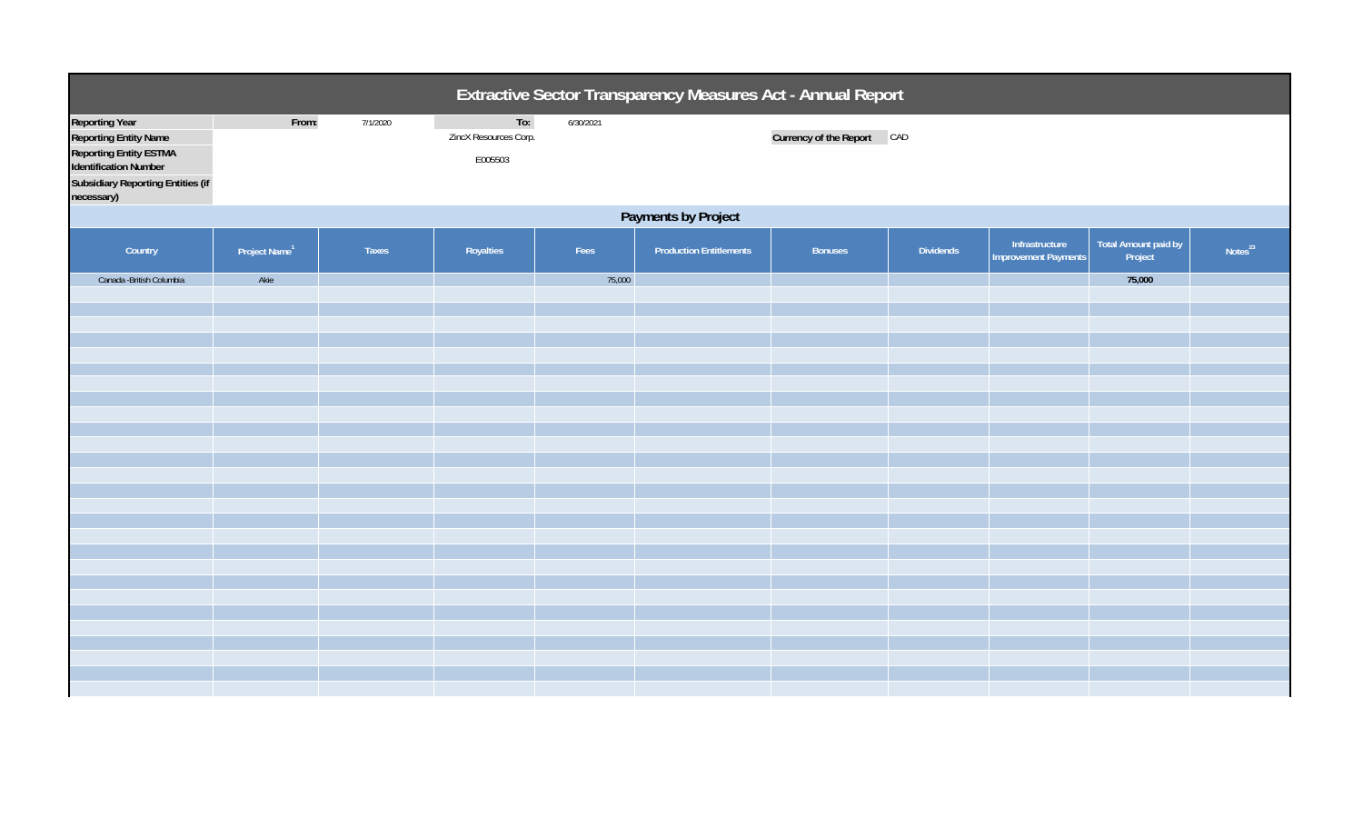# Extractive Sector Transparency Measures Act - Annual Report

| | | | | |
|---|---|---|---|---|
| **Reporting Year** | **From:** | 7/1/2020 | **To:** | 6/30/2021 |
| **Reporting Entity Name** | | ZincX Resources Corp. | **Currency of the Report** | CAD |
| **Reporting Entity ESTMA Identification Number** | | E005503 | | |
| **Subsidiary Reporting Entities (if necessary)** | | | | |

## Payments by Project

| Country | Project Name[1] | Taxes | Royalties | Fees | Production Entitlements | Bonuses | Dividends | Infrastructure Improvement Payments | Total Amount paid by Project | Notes[23] |
|---|---|---|---|---|---|---|---|---|---|---|
| Canada -British Columbia | Akie | | | 75,000 | | | | | **75,000** | |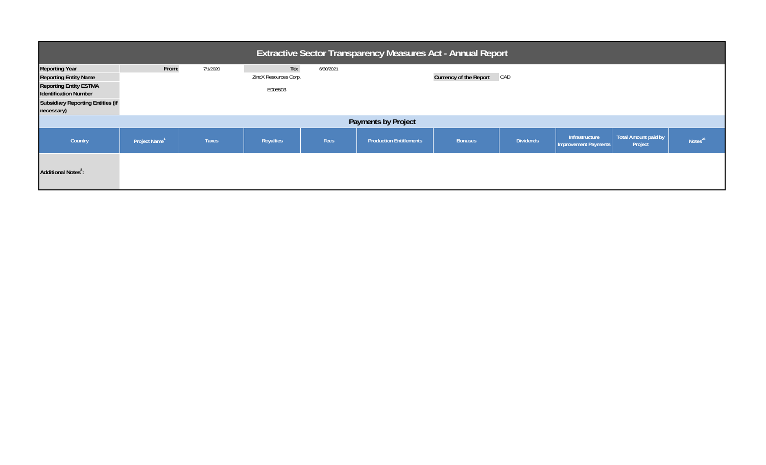# Extractive Sector Transparency Measures Act - Annual Report

| | | | | |
|---|---|---|---|---|
| **Reporting Year** | **From:** | 7/1/2020 | **To:** | 6/30/2021 |
| **Reporting Entity Name** | | ZincX Resources Corp. | **Currency of the Report** | CAD |
| **Reporting Entity ESTMA Identification Number** | | E005503 | | |
| **Subsidiary Reporting Entities (if necessary)** | | | | |

## Payments by Project

| Country | Project Name[1] | Taxes | Royalties | Fees | Production Entitlements | Bonuses | Dividends | Infrastructure Improvement Payments | Total Amount paid by Project | Notes[23] |
|---|---|---|---|---|---|---|---|---|---|---|

**Additional Notes[3]:**